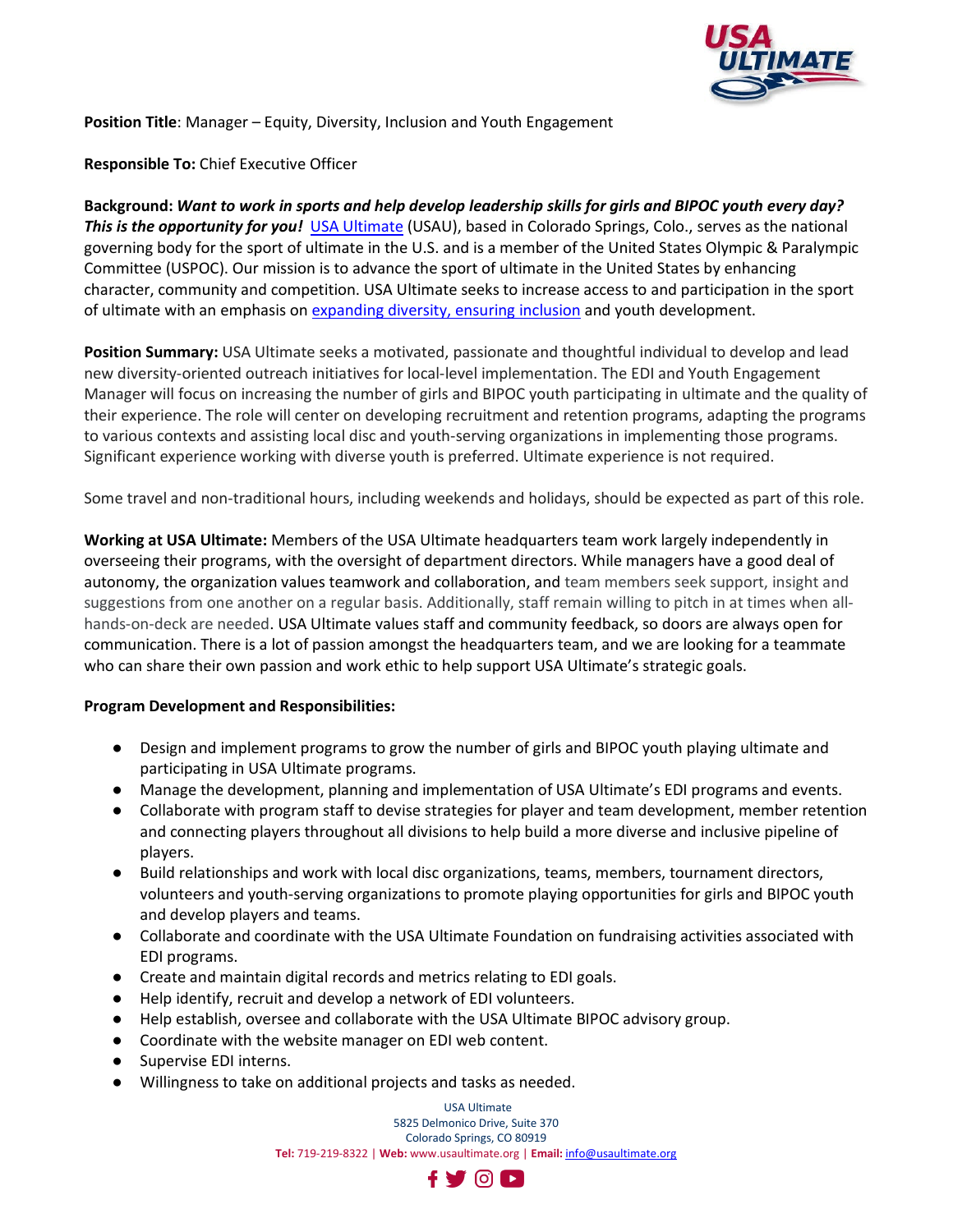**Position Title**: Manager – Equity, Diversity, Inclusion and Youth Engagement

**Responsible To:** Chief Executive Officer

**Background:** ***Want to work in sports and help develop leadership skills for girls and BIPOC youth every day? This is the opportunity for you!*** [USA Ultimate](#) (USAU), based in Colorado Springs, Colo., serves as the national governing body for the sport of ultimate in the U.S. and is a member of the United States Olympic & Paralympic Committee (USPOC). Our mission is to advance the sport of ultimate in the United States by enhancing character, community and competition. USA Ultimate seeks to increase access to and participation in the sport of ultimate with an emphasis on [expanding diversity, ensuring inclusion](#) and youth development.

**Position Summary:** USA Ultimate seeks a motivated, passionate and thoughtful individual to develop and lead new diversity-oriented outreach initiatives for local-level implementation. The EDI and Youth Engagement Manager will focus on increasing the number of girls and BIPOC youth participating in ultimate and the quality of their experience. The role will center on developing recruitment and retention programs, adapting the programs to various contexts and assisting local disc and youth-serving organizations in implementing those programs. Significant experience working with diverse youth is preferred. Ultimate experience is not required.

Some travel and non-traditional hours, including weekends and holidays, should be expected as part of this role.

**Working at USA Ultimate:** Members of the USA Ultimate headquarters team work largely independently in overseeing their programs, with the oversight of department directors. While managers have a good deal of autonomy, the organization values teamwork and collaboration, and team members seek support, insight and suggestions from one another on a regular basis. Additionally, staff remain willing to pitch in at times when all-hands-on-deck are needed. USA Ultimate values staff and community feedback, so doors are always open for communication. There is a lot of passion amongst the headquarters team, and we are looking for a teammate who can share their own passion and work ethic to help support USA Ultimate's strategic goals.

**Program Development and Responsibilities:**

- Design and implement programs to grow the number of girls and BIPOC youth playing ultimate and participating in USA Ultimate programs.
- Manage the development, planning and implementation of USA Ultimate's EDI programs and events.
- Collaborate with program staff to devise strategies for player and team development, member retention and connecting players throughout all divisions to help build a more diverse and inclusive pipeline of players.
- Build relationships and work with local disc organizations, teams, members, tournament directors, volunteers and youth-serving organizations to promote playing opportunities for girls and BIPOC youth and develop players and teams.
- Collaborate and coordinate with the USA Ultimate Foundation on fundraising activities associated with EDI programs.
- Create and maintain digital records and metrics relating to EDI goals.
- Help identify, recruit and develop a network of EDI volunteers.
- Help establish, oversee and collaborate with the USA Ultimate BIPOC advisory group.
- Coordinate with the website manager on EDI web content.
- Supervise EDI interns.
- Willingness to take on additional projects and tasks as needed.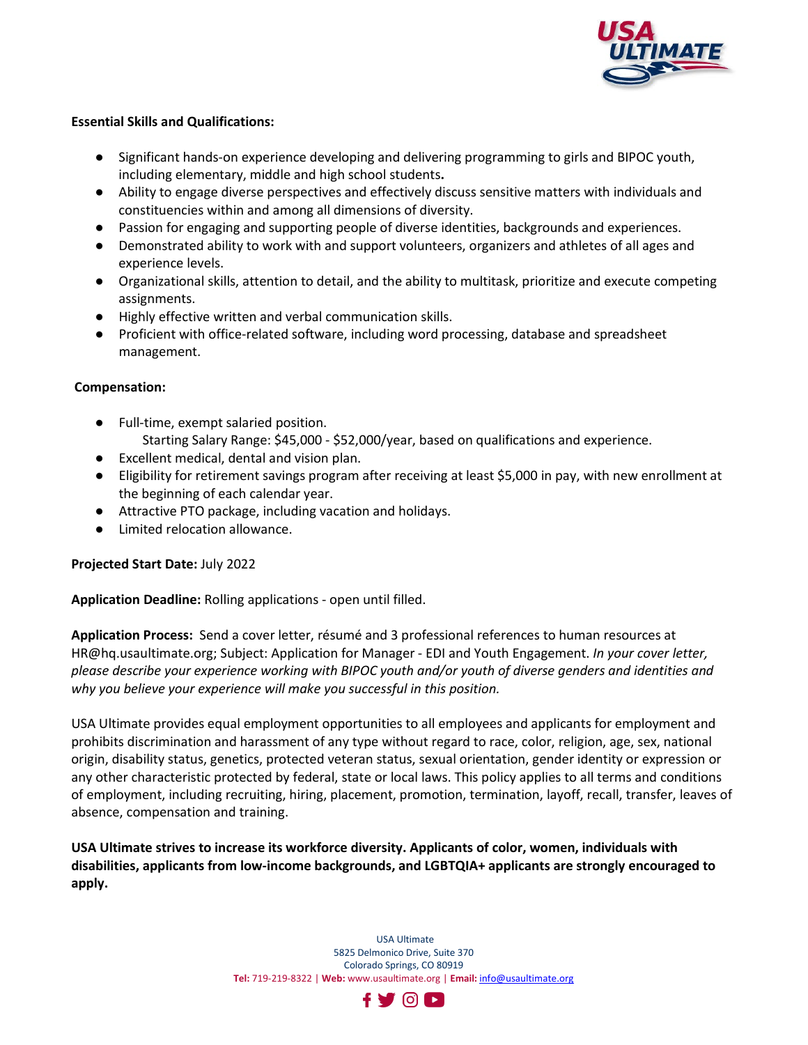**Essential Skills and Qualifications:**

- Significant hands-on experience developing and delivering programming to girls and BIPOC youth, including elementary, middle and high school students**.**
- Ability to engage diverse perspectives and effectively discuss sensitive matters with individuals and constituencies within and among all dimensions of diversity.
- Passion for engaging and supporting people of diverse identities, backgrounds and experiences.
- Demonstrated ability to work with and support volunteers, organizers and athletes of all ages and experience levels.
- Organizational skills, attention to detail, and the ability to multitask, prioritize and execute competing assignments.
- Highly effective written and verbal communication skills.
- Proficient with office-related software, including word processing, database and spreadsheet management.

**Compensation:**

- Full-time, exempt salaried position.
  Starting Salary Range: $45,000 - $52,000/year, based on qualifications and experience.
- Excellent medical, dental and vision plan.
- Eligibility for retirement savings program after receiving at least $5,000 in pay, with new enrollment at the beginning of each calendar year.
- Attractive PTO package, including vacation and holidays.
- Limited relocation allowance.

**Projected Start Date:** July 2022

**Application Deadline:** Rolling applications - open until filled.

**Application Process:** Send a cover letter, résumé and 3 professional references to human resources at HR@hq.usaultimate.org; Subject: Application for Manager - EDI and Youth Engagement. *In your cover letter, please describe your experience working with BIPOC youth and/or youth of diverse genders and identities and why you believe your experience will make you successful in this position.*

USA Ultimate provides equal employment opportunities to all employees and applicants for employment and prohibits discrimination and harassment of any type without regard to race, color, religion, age, sex, national origin, disability status, genetics, protected veteran status, sexual orientation, gender identity or expression or any other characteristic protected by federal, state or local laws. This policy applies to all terms and conditions of employment, including recruiting, hiring, placement, promotion, termination, layoff, recall, transfer, leaves of absence, compensation and training.

**USA Ultimate strives to increase its workforce diversity. Applicants of color, women, individuals with disabilities, applicants from low-income backgrounds, and LGBTQIA+ applicants are strongly encouraged to apply.**

USA Ultimate
5825 Delmonico Drive, Suite 370
Colorado Springs, CO 80919
**Tel:** 719-219-8322 | **Web:** www.usaultimate.org | **Email:** info@usaultimate.org